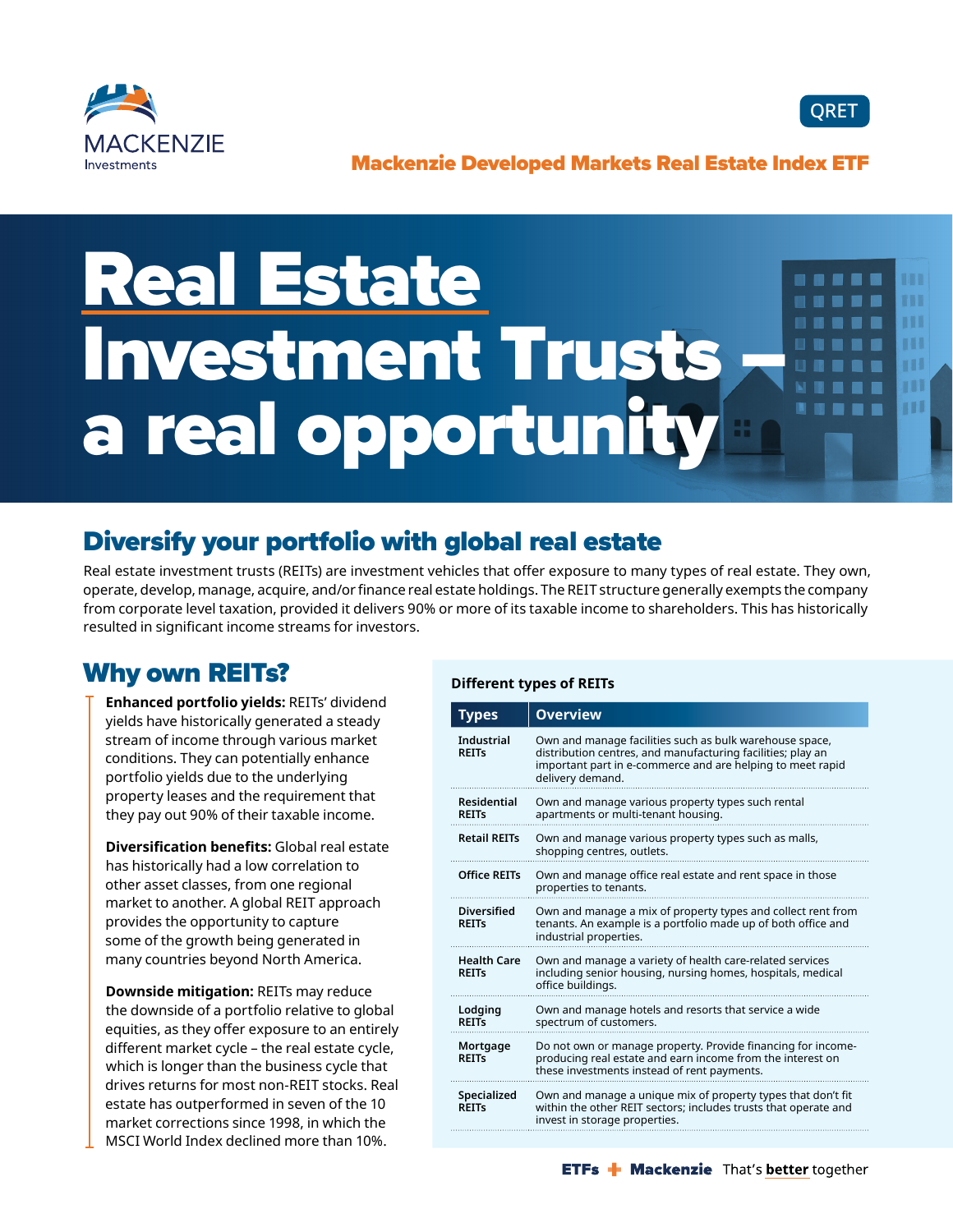MACKENZIE Investments

QRET

**Mackenzie Developed Markets Real Estate Index ETF**

# Real Estate Investment Trusts – a real opportunity

## Diversify your portfolio with global real estate

Real estate investment trusts (REITs) are investment vehicles that offer exposure to many types of real estate. They own, operate, develop, manage, acquire, and/or finance real estate holdings. The REIT structure generally exempts the company from corporate level taxation, provided it delivers 90% or more of its taxable income to shareholders. This has historically resulted in significant income streams for investors.

## Why own REITs?

**Enhanced portfolio yields:** REITs' dividend yields have historically generated a steady stream of income through various market conditions. They can potentially enhance portfolio yields due to the underlying property leases and the requirement that they pay out 90% of their taxable income.

**Diversification benefits:** Global real estate has historically had a low correlation to other asset classes, from one regional market to another. A global REIT approach provides the opportunity to capture some of the growth being generated in many countries beyond North America.

**Downside mitigation:** REITs may reduce the downside of a portfolio relative to global equities, as they offer exposure to an entirely different market cycle – the real estate cycle, which is longer than the business cycle that drives returns for most non-REIT stocks. Real estate has outperformed in seven of the 10 market corrections since 1998, in which the MSCI World Index declined more than 10%.

**Different types of REITs**

| Types | Overview |
|---|---|
| Industrial REITs | Own and manage facilities such as bulk warehouse space, distribution centres, and manufacturing facilities; play an important part in e-commerce and are helping to meet rapid delivery demand. |
| Residential REITs | Own and manage various property types such rental apartments or multi-tenant housing. |
| Retail REITs | Own and manage various property types such as malls, shopping centres, outlets. |
| Office REITs | Own and manage office real estate and rent space in those properties to tenants. |
| Diversified REITs | Own and manage a mix of property types and collect rent from tenants. An example is a portfolio made up of both office and industrial properties. |
| Health Care REITs | Own and manage a variety of health care-related services including senior housing, nursing homes, hospitals, medical office buildings. |
| Lodging REITs | Own and manage hotels and resorts that service a wide spectrum of customers. |
| Mortgage REITs | Do not own or manage property. Provide financing for income-producing real estate and earn income from the interest on these investments instead of rent payments. |
| Specialized REITs | Own and manage a unique mix of property types that don't fit within the other REIT sectors; includes trusts that operate and invest in storage properties. |

**ETFs + Mackenzie** That's **better** together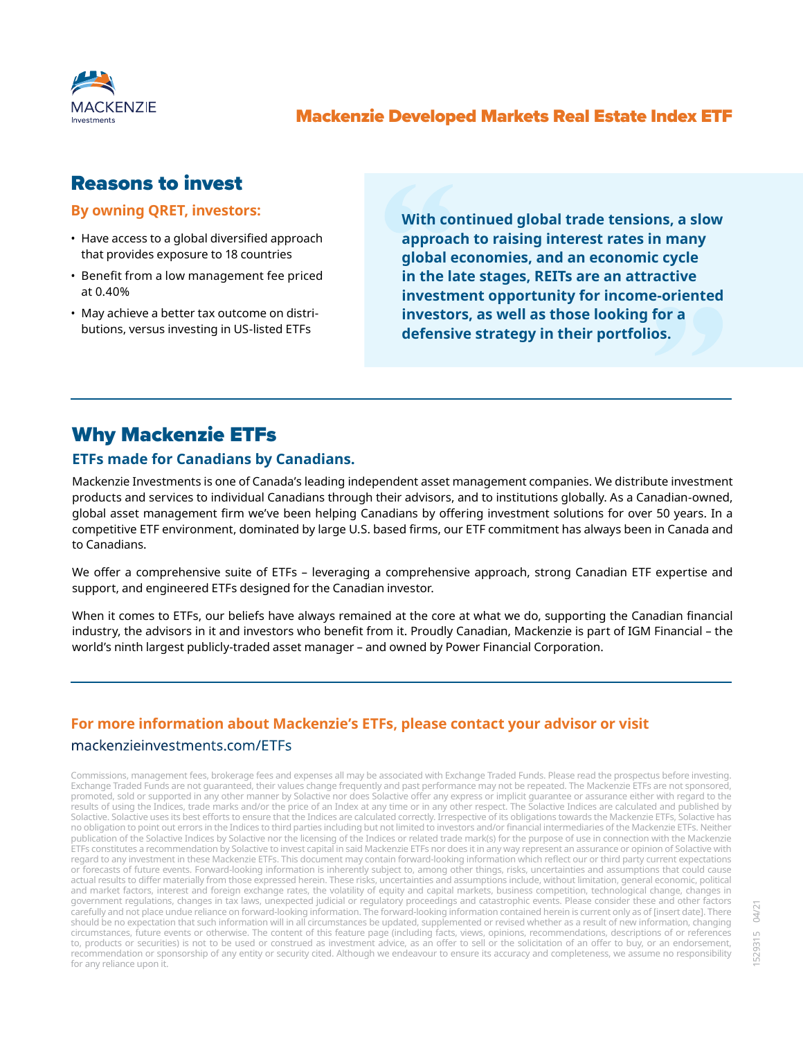## Reasons to invest

**By owning QRET, investors:**

- Have access to a global diversified approach that provides exposure to 18 countries
- Benefit from a low management fee priced at 0.40%
- May achieve a better tax outcome on distributions, versus investing in US-listed ETFs

> **With continued global trade tensions, a slow approach to raising interest rates in many global economies, and an economic cycle in the late stages, REITs are an attractive investment opportunity for income-oriented investors, as well as those looking for a defensive strategy in their portfolios.**

## Why Mackenzie ETFs

**ETFs made for Canadians by Canadians.**

Mackenzie Investments is one of Canada's leading independent asset management companies. We distribute investment products and services to individual Canadians through their advisors, and to institutions globally. As a Canadian-owned, global asset management firm we've been helping Canadians by offering investment solutions for over 50 years. In a competitive ETF environment, dominated by large U.S. based firms, our ETF commitment has always been in Canada and to Canadians.

We offer a comprehensive suite of ETFs – leveraging a comprehensive approach, strong Canadian ETF expertise and support, and engineered ETFs designed for the Canadian investor.

When it comes to ETFs, our beliefs have always remained at the core at what we do, supporting the Canadian financial industry, the advisors in it and investors who benefit from it. Proudly Canadian, Mackenzie is part of IGM Financial – the world's ninth largest publicly-traded asset manager – and owned by Power Financial Corporation.

**For more information about Mackenzie's ETFs, please contact your advisor or visit**

mackenzieinvestments.com/ETFs

Commissions, management fees, brokerage fees and expenses all may be associated with Exchange Traded Funds. Please read the prospectus before investing. Exchange Traded Funds are not guaranteed, their values change frequently and past performance may not be repeated. The Mackenzie ETFs are not sponsored, promoted, sold or supported in any other manner by Solactive nor does Solactive offer any express or implicit guarantee or assurance either with regard to the results of using the Indices, trade marks and/or the price of an Index at any time or in any other respect. The Solactive Indices are calculated and published by Solactive. Solactive uses its best efforts to ensure that the Indices are calculated correctly. Irrespective of its obligations towards the Mackenzie ETFs, Solactive has no obligation to point out errors in the Indices to third parties including but not limited to investors and/or financial intermediaries of the Mackenzie ETFs. Neither publication of the Solactive Indices by Solactive nor the licensing of the Indices or related trade mark(s) for the purpose of use in connection with the Mackenzie ETFs constitutes a recommendation by Solactive to invest capital in said Mackenzie ETFs nor does it in any way represent an assurance or opinion of Solactive with regard to any investment in these Mackenzie ETFs. This document may contain forward-looking information which reflect our or third party current expectations or forecasts of future events. Forward-looking information is inherently subject to, among other things, risks, uncertainties and assumptions that could cause actual results to differ materially from those expressed herein. These risks, uncertainties and assumptions include, without limitation, general economic, political and market factors, interest and foreign exchange rates, the volatility of equity and capital markets, business competition, technological change, changes in government regulations, changes in tax laws, unexpected judicial or regulatory proceedings and catastrophic events. Please consider these and other factors carefully and not place undue reliance on forward-looking information. The forward-looking information contained herein is current only as of [insert date]. There should be no expectation that such information will in all circumstances be updated, supplemented or revised whether as a result of new information, changing circumstances, future events or otherwise. The content of this feature page (including facts, views, opinions, recommendations, descriptions of or references to, products or securities) is not to be used or construed as investment advice, as an offer to sell or the solicitation of an offer to buy, or an endorsement, recommendation or sponsorship of any entity or security cited. Although we endeavour to ensure its accuracy and completeness, we assume no responsibility for any reliance upon it.

1529315 04/21